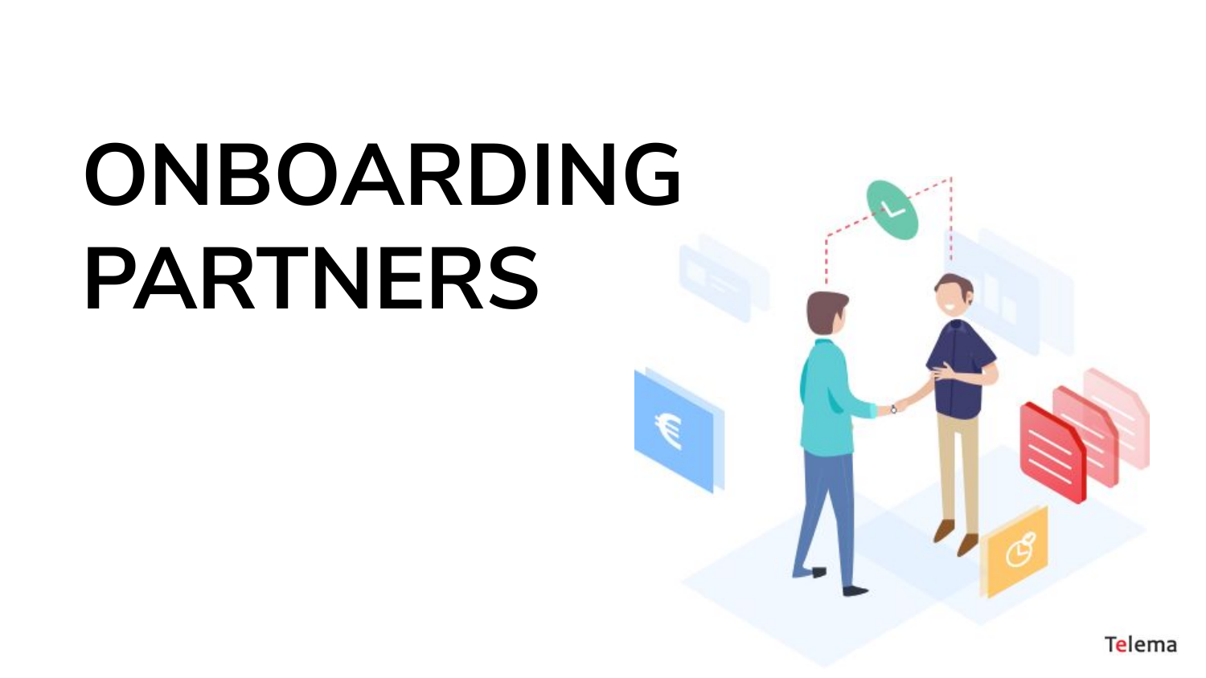# ONBOARDING PARTNERS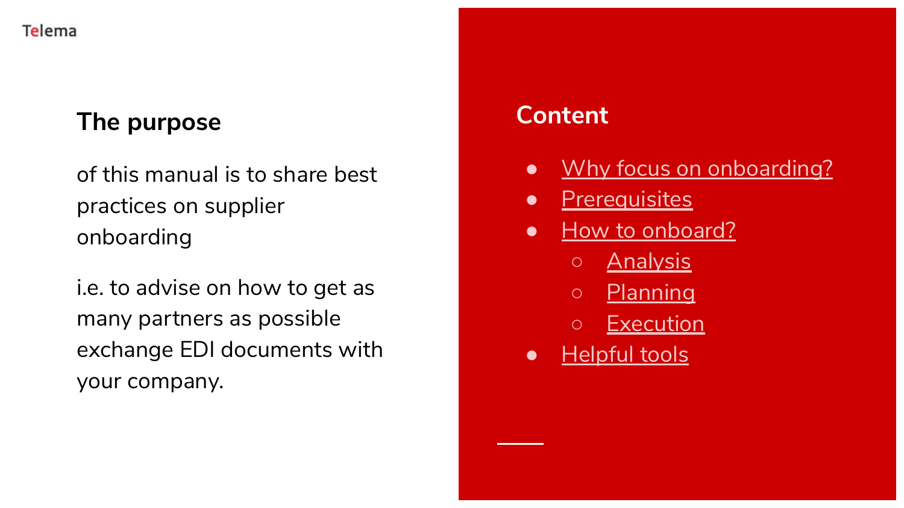## The purpose

of this manual is to share best practices on supplier onboarding

i.e. to advise on how to get as many partners as possible exchange EDI documents with your company.

## Content

- Why focus on onboarding?
- Prerequisites
- How to onboard?
  - Analysis
  - Planning
  - Execution
- Helpful tools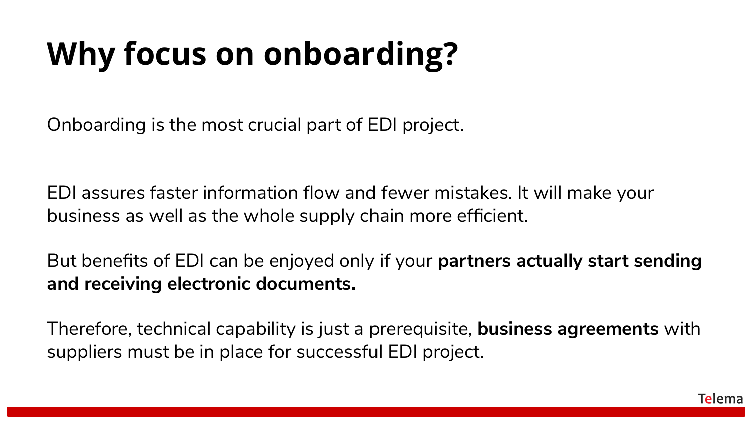# Why focus on onboarding?

Onboarding is the most crucial part of EDI project.

EDI assures faster information flow and fewer mistakes. It will make your business as well as the whole supply chain more efficient.

But benefits of EDI can be enjoyed only if your **partners actually start sending and receiving electronic documents.**

Therefore, technical capability is just a prerequisite, **business agreements** with suppliers must be in place for successful EDI project.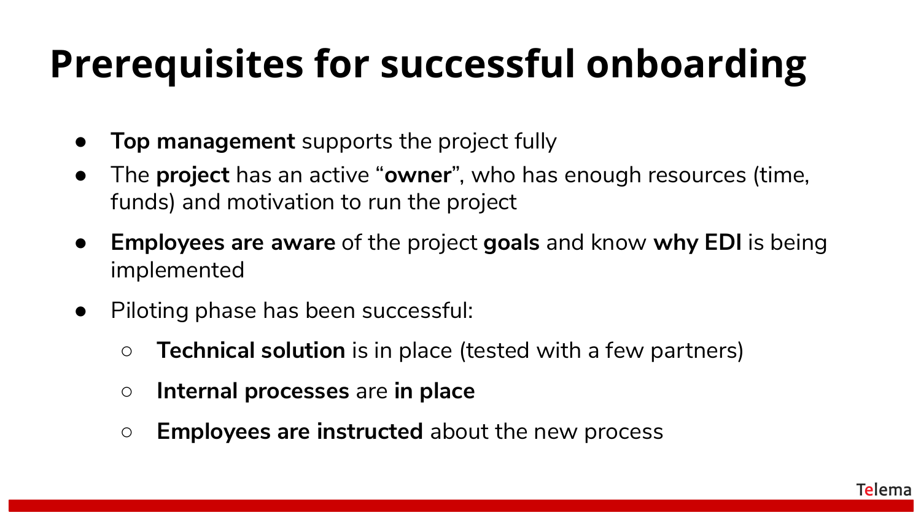# Prerequisites for successful onboarding

- **Top management** supports the project fully
- The **project** has an active "**owner**", who has enough resources (time, funds) and motivation to run the project
- **Employees are aware** of the project **goals** and know **why EDI** is being implemented
- Piloting phase has been successful:
  - **Technical solution** is in place (tested with a few partners)
  - **Internal processes** are **in place**
  - **Employees are instructed** about the new process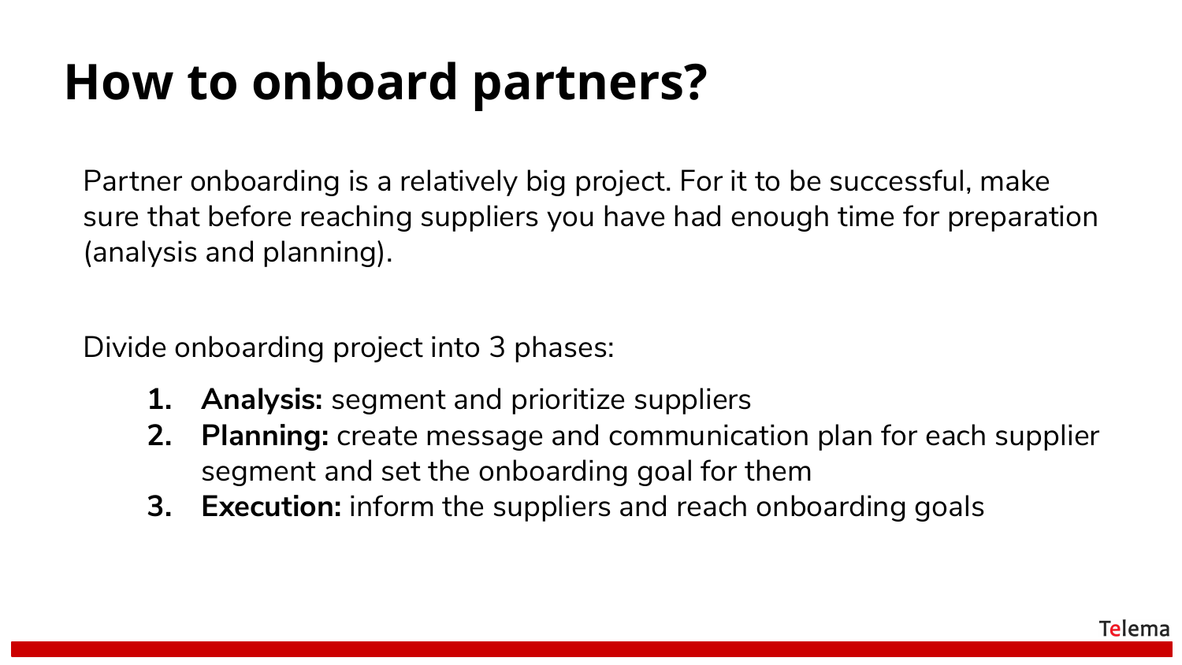# How to onboard partners?

Partner onboarding is a relatively big project. For it to be successful, make sure that before reaching suppliers you have had enough time for preparation (analysis and planning).

Divide onboarding project into 3 phases:

1. **Analysis:** segment and prioritize suppliers
2. **Planning:** create message and communication plan for each supplier segment and set the onboarding goal for them
3. **Execution:** inform the suppliers and reach onboarding goals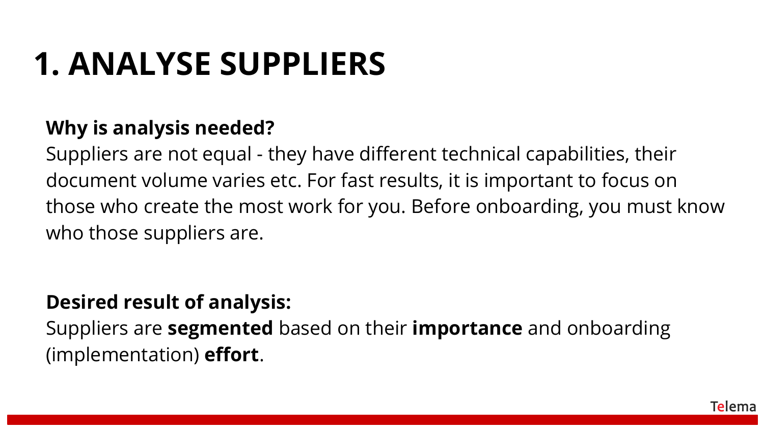# 1. ANALYSE SUPPLIERS

**Why is analysis needed?**

Suppliers are not equal - they have different technical capabilities, their document volume varies etc. For fast results, it is important to focus on those who create the most work for you. Before onboarding, you must know who those suppliers are.

**Desired result of analysis:**

Suppliers are **segmented** based on their **importance** and onboarding (implementation) **effort**.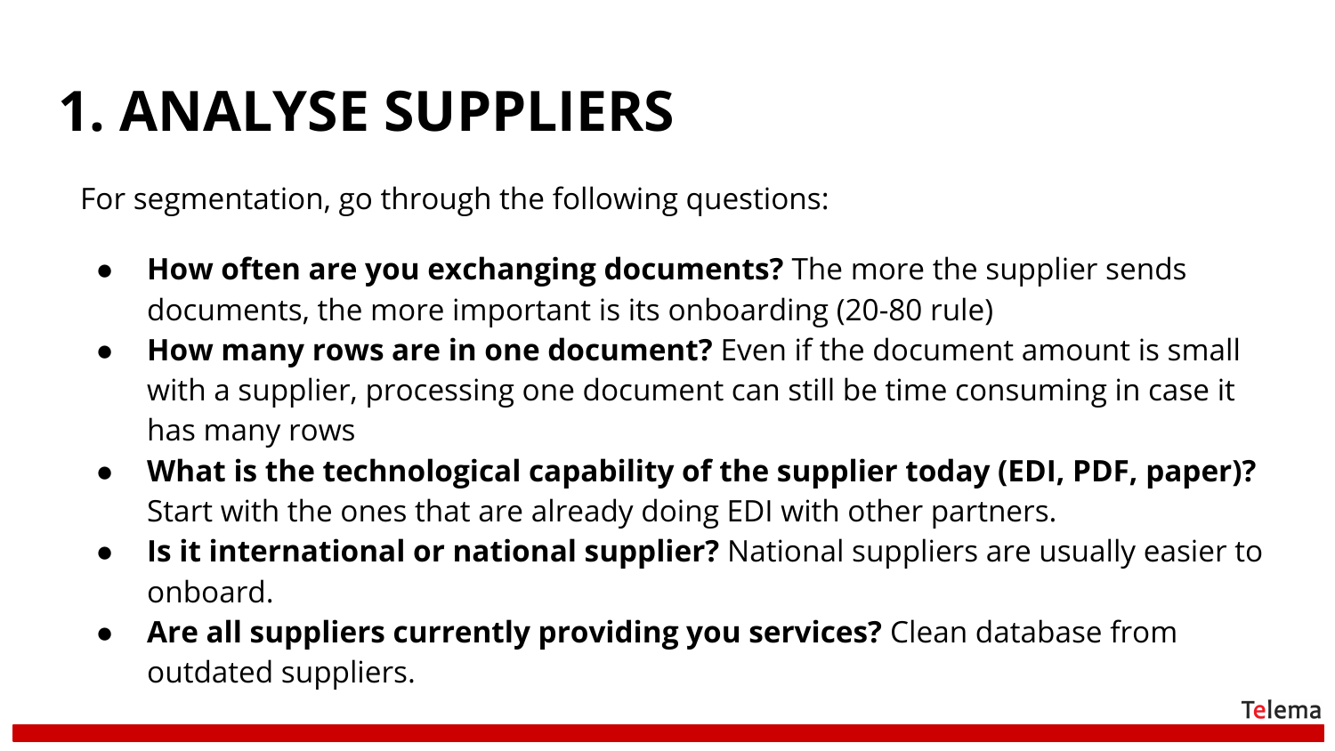# 1. ANALYSE SUPPLIERS

For segmentation, go through the following questions:

- **How often are you exchanging documents?** The more the supplier sends documents, the more important is its onboarding (20-80 rule)
- **How many rows are in one document?** Even if the document amount is small with a supplier, processing one document can still be time consuming in case it has many rows
- **What is the technological capability of the supplier today (EDI, PDF, paper)?** Start with the ones that are already doing EDI with other partners.
- **Is it international or national supplier?** National suppliers are usually easier to onboard.
- **Are all suppliers currently providing you services?** Clean database from outdated suppliers.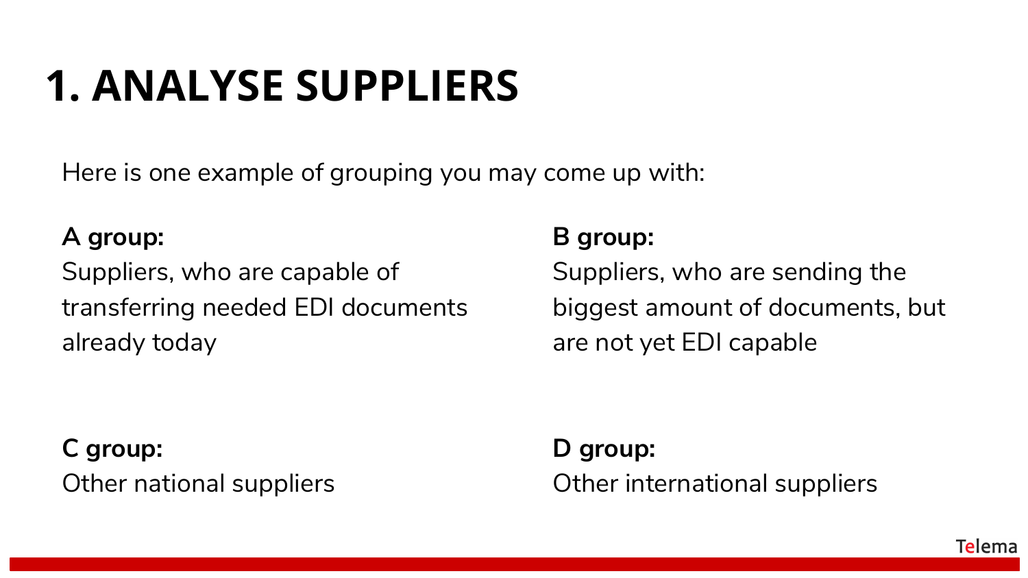# 1. ANALYSE SUPPLIERS

Here is one example of grouping you may come up with:

**A group:**
Suppliers, who are capable of transferring needed EDI documents already today

**B group:**
Suppliers, who are sending the biggest amount of documents, but are not yet EDI capable

**C group:**
Other national suppliers

**D group:**
Other international suppliers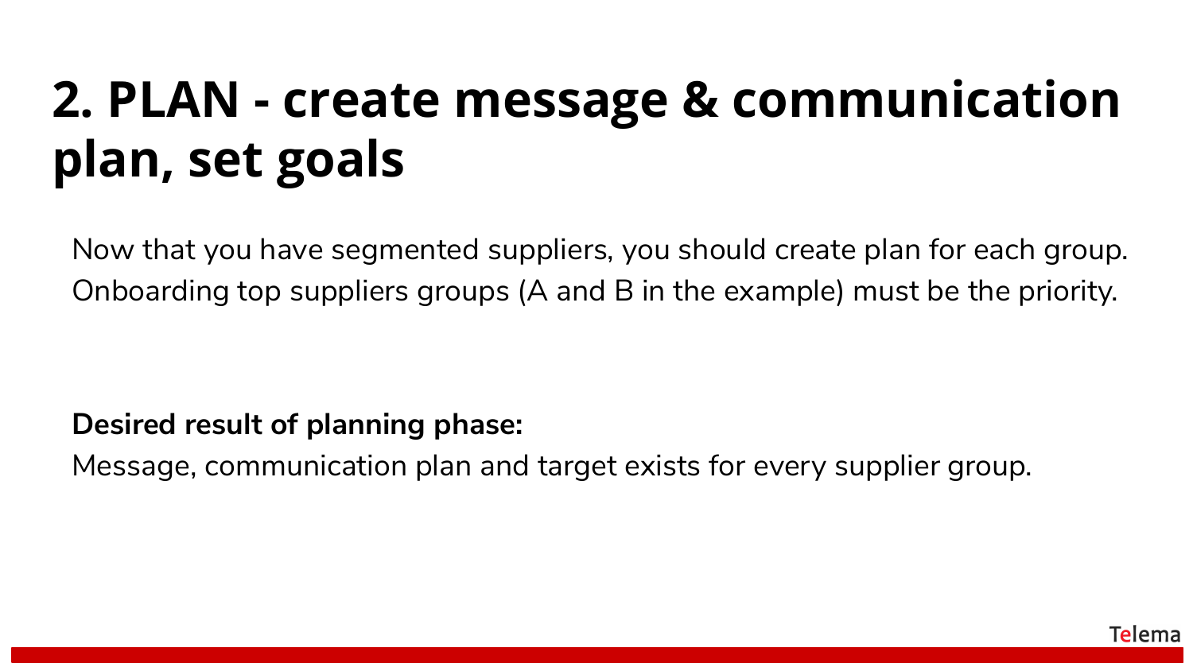# 2. PLAN - create message & communication plan, set goals

Now that you have segmented suppliers, you should create plan for each group. Onboarding top suppliers groups (A and B in the example) must be the priority.

**Desired result of planning phase:**

Message, communication plan and target exists for every supplier group.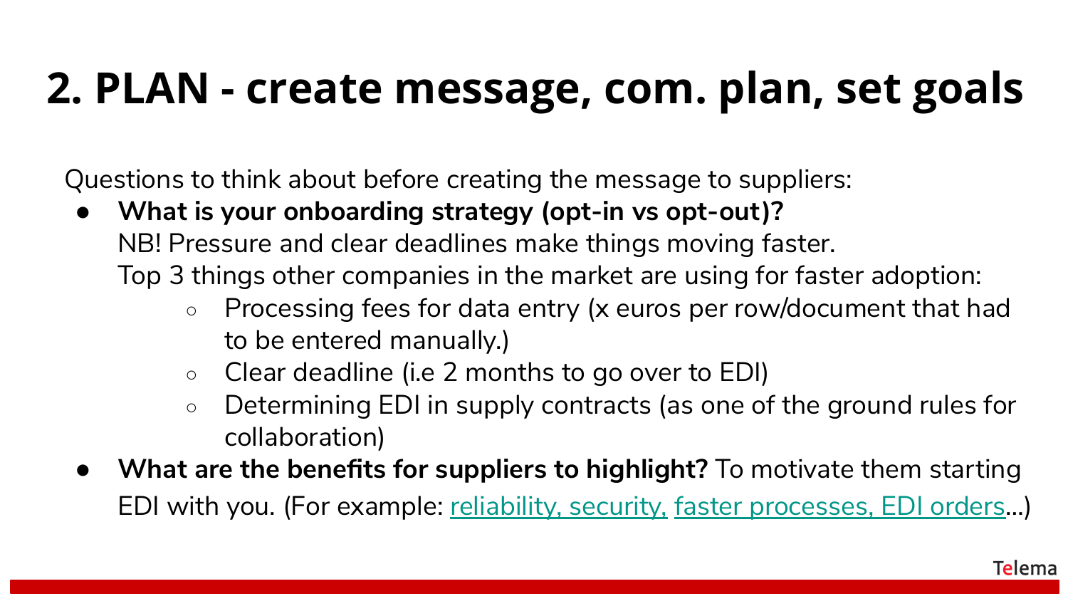# 2. PLAN - create message, com. plan, set goals

Questions to think about before creating the message to suppliers:

- **What is your onboarding strategy (opt-in vs opt-out)?**
  NB! Pressure and clear deadlines make things moving faster.
  Top 3 things other companies in the market are using for faster adoption:
    - Processing fees for data entry (x euros per row/document that had to be entered manually.)
    - Clear deadline (i.e 2 months to go over to EDI)
    - Determining EDI in supply contracts (as one of the ground rules for collaboration)
- **What are the benefits for suppliers to highlight?** To motivate them starting EDI with you. (For example: reliability, security, faster processes, EDI orders...)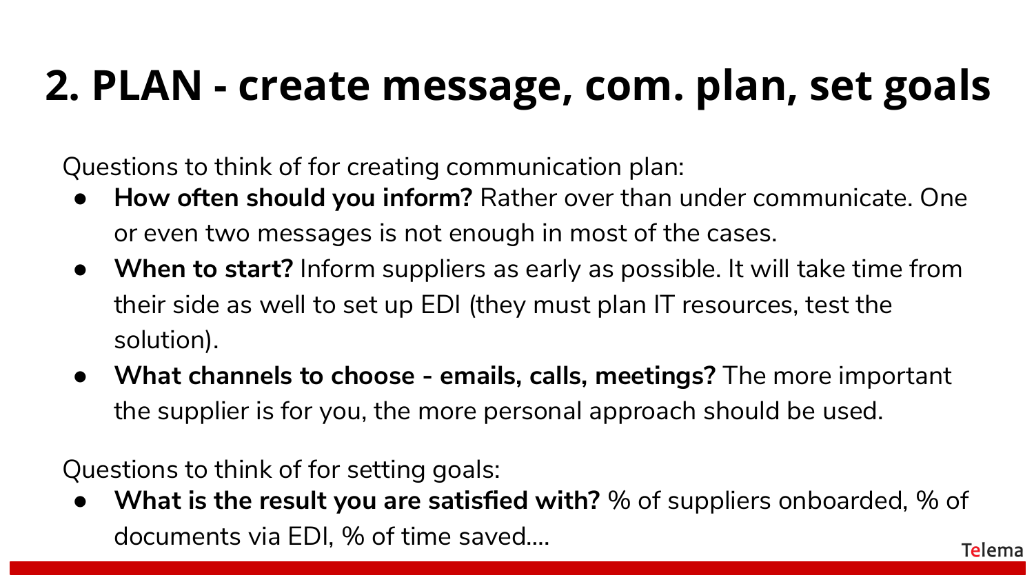# 2. PLAN - create message, com. plan, set goals

Questions to think of for creating communication plan:

- **How often should you inform?** Rather over than under communicate. One or even two messages is not enough in most of the cases.
- **When to start?** Inform suppliers as early as possible. It will take time from their side as well to set up EDI (they must plan IT resources, test the solution).
- **What channels to choose - emails, calls, meetings?** The more important the supplier is for you, the more personal approach should be used.

Questions to think of for setting goals:

- **What is the result you are satisfied with?** % of suppliers onboarded, % of documents via EDI, % of time saved....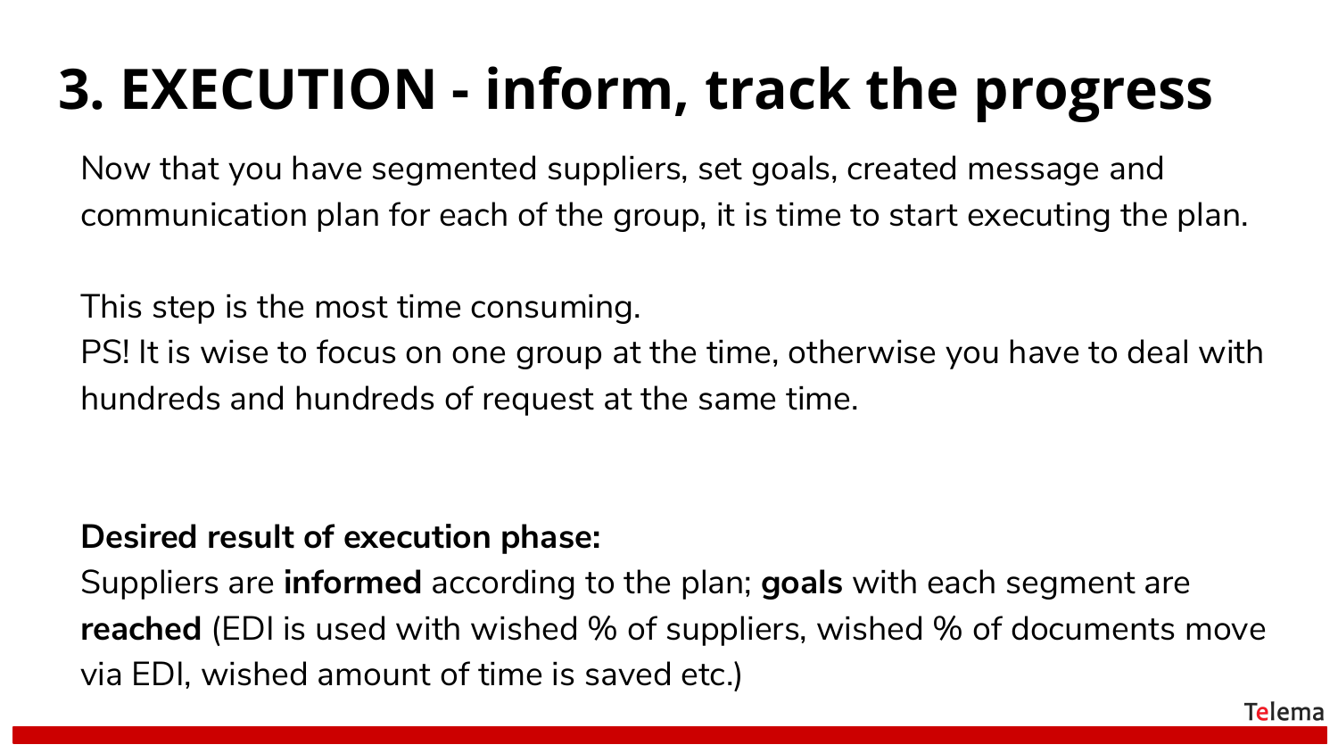# 3. EXECUTION - inform, track the progress

Now that you have segmented suppliers, set goals, created message and communication plan for each of the group, it is time to start executing the plan.

This step is the most time consuming.
PS! It is wise to focus on one group at the time, otherwise you have to deal with hundreds and hundreds of request at the same time.

**Desired result of execution phase:**
Suppliers are **informed** according to the plan; **goals** with each segment are **reached** (EDI is used with wished % of suppliers, wished % of documents move via EDI, wished amount of time is saved etc.)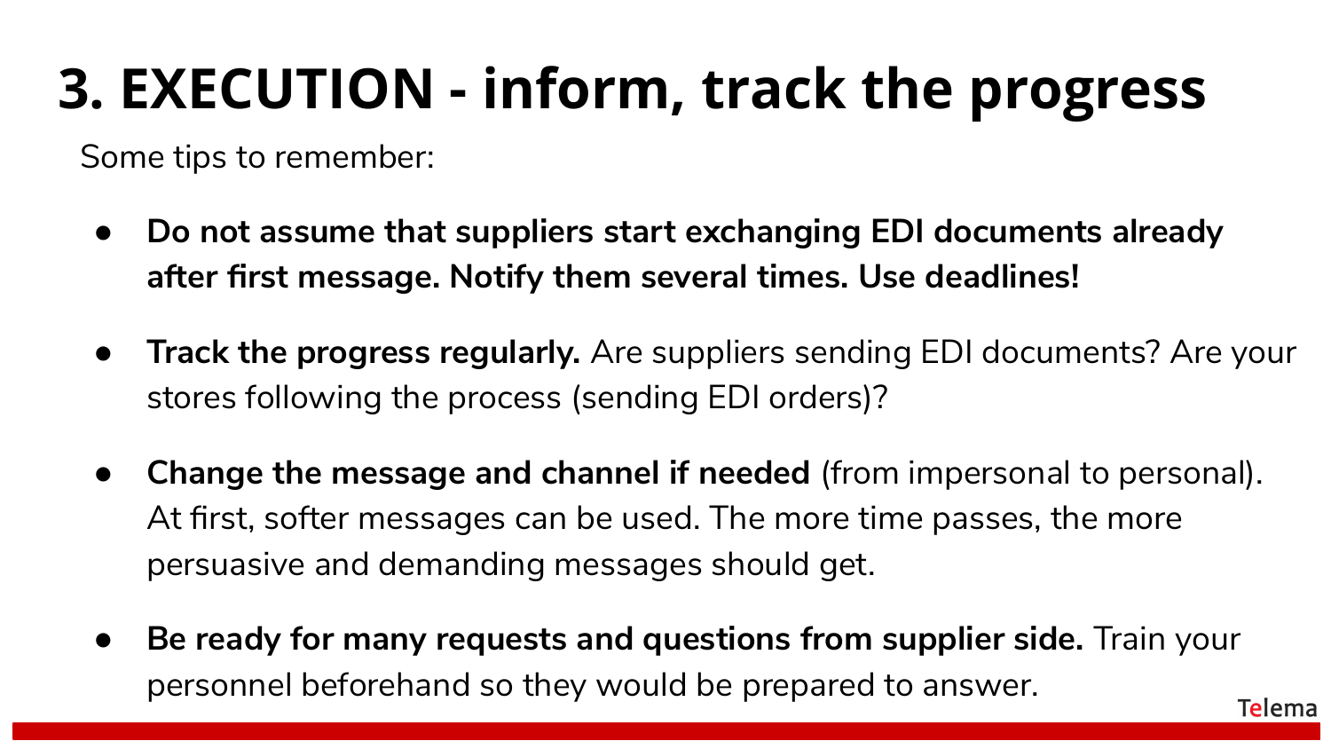# 3. EXECUTION - inform, track the progress

Some tips to remember:

- **Do not assume that suppliers start exchanging EDI documents already after first message. Notify them several times. Use deadlines!**
- **Track the progress regularly.** Are suppliers sending EDI documents? Are your stores following the process (sending EDI orders)?
- **Change the message and channel if needed** (from impersonal to personal). At first, softer messages can be used. The more time passes, the more persuasive and demanding messages should get.
- **Be ready for many requests and questions from supplier side.** Train your personnel beforehand so they would be prepared to answer.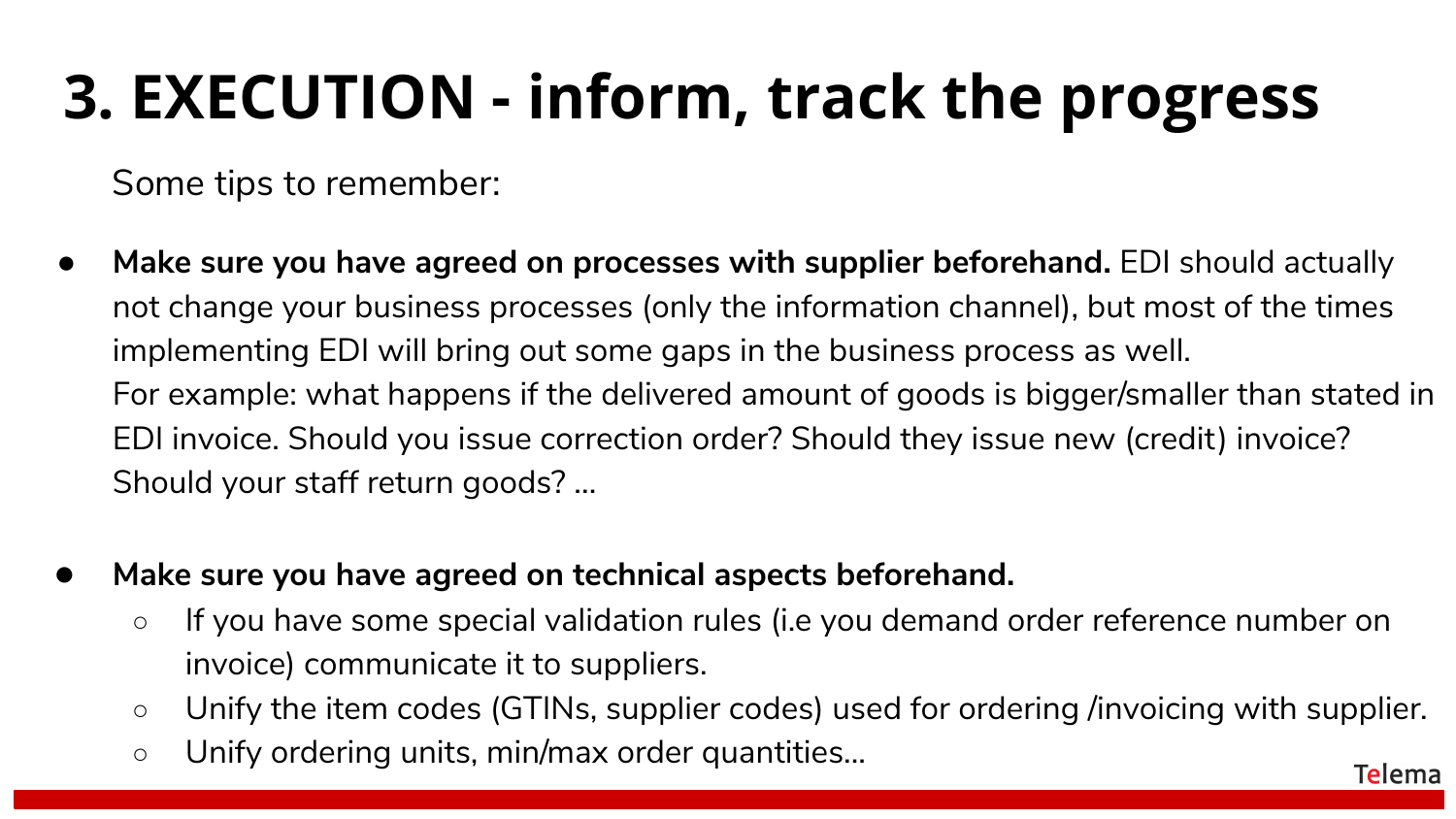# 3. EXECUTION - inform, track the progress

Some tips to remember:

- **Make sure you have agreed on processes with supplier beforehand.** EDI should actually not change your business processes (only the information channel), but most of the times implementing EDI will bring out some gaps in the business process as well.
  For example: what happens if the delivered amount of goods is bigger/smaller than stated in EDI invoice. Should you issue correction order? Should they issue new (credit) invoice? Should your staff return goods? ...

- **Make sure you have agreed on technical aspects beforehand.**
  - If you have some special validation rules (i.e you demand order reference number on invoice) communicate it to suppliers.
  - Unify the item codes (GTINs, supplier codes) used for ordering /invoicing with supplier.
  - Unify ordering units, min/max order quantities...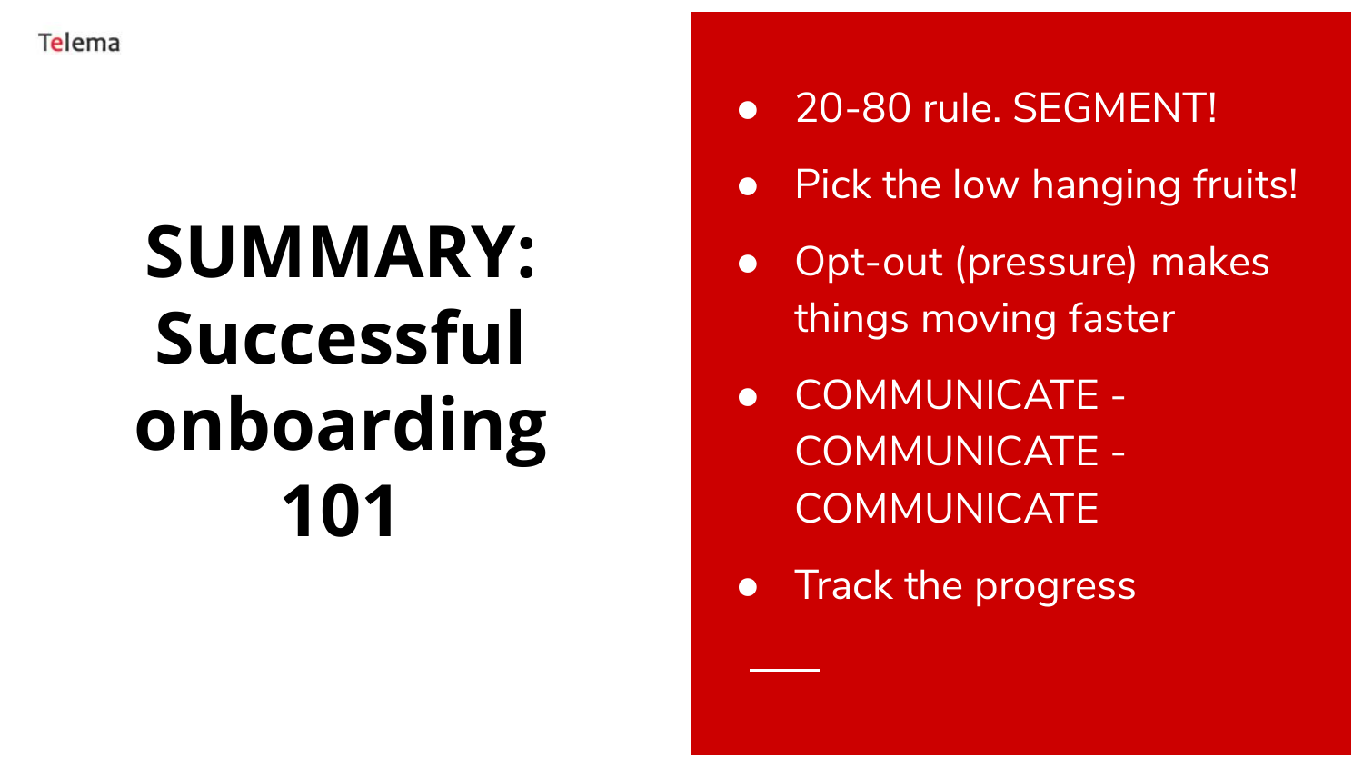# SUMMARY: Successful onboarding 101

- 20-80 rule. SEGMENT!
- Pick the low hanging fruits!
- Opt-out (pressure) makes things moving faster
- COMMUNICATE - COMMUNICATE - COMMUNICATE
- Track the progress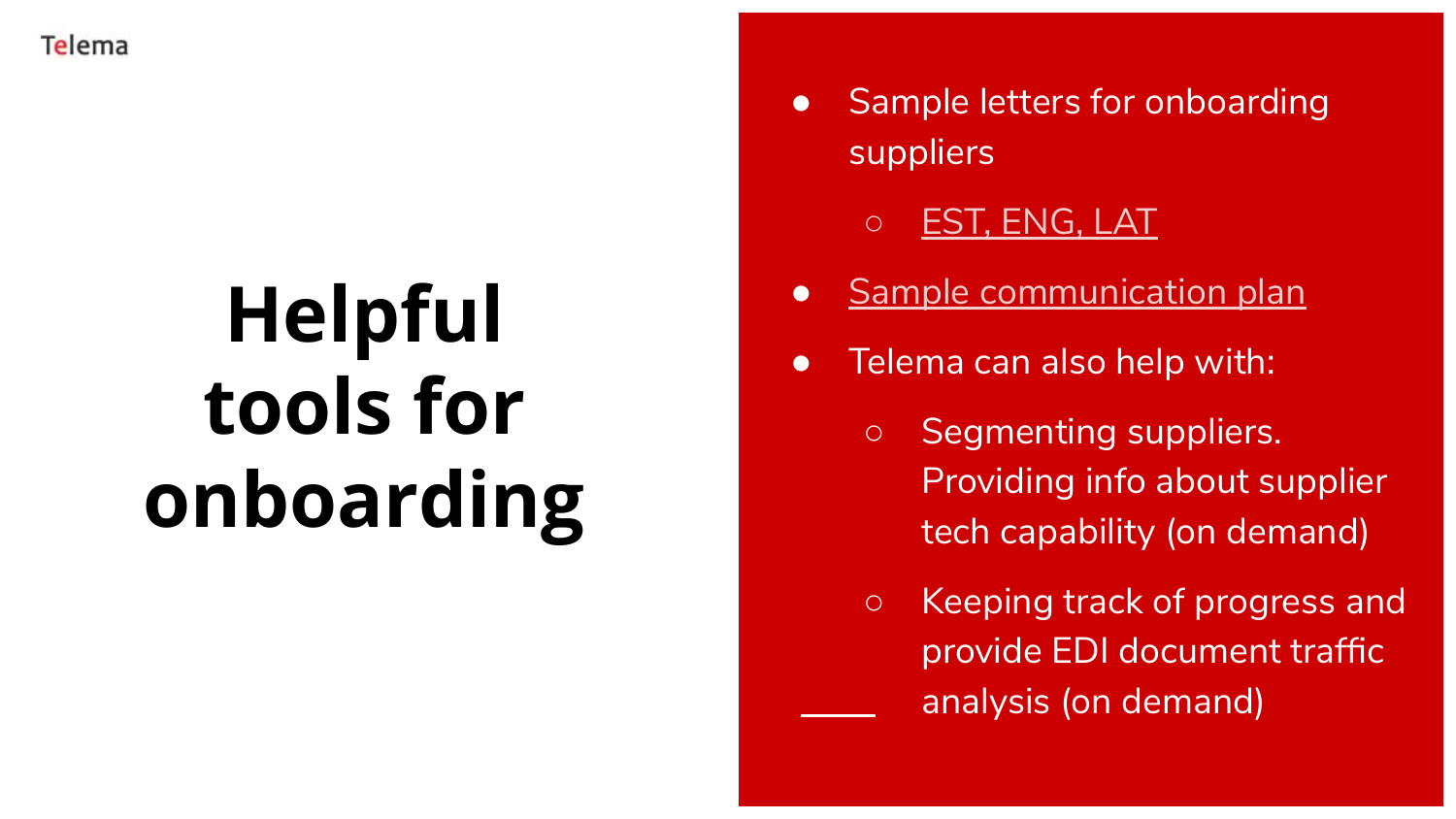# Helpful tools for onboarding

- Sample letters for onboarding suppliers
  - EST, ENG, LAT
- Sample communication plan
- Telema can also help with:
  - Segmenting suppliers. Providing info about supplier tech capability (on demand)
  - Keeping track of progress and provide EDI document traffic analysis (on demand)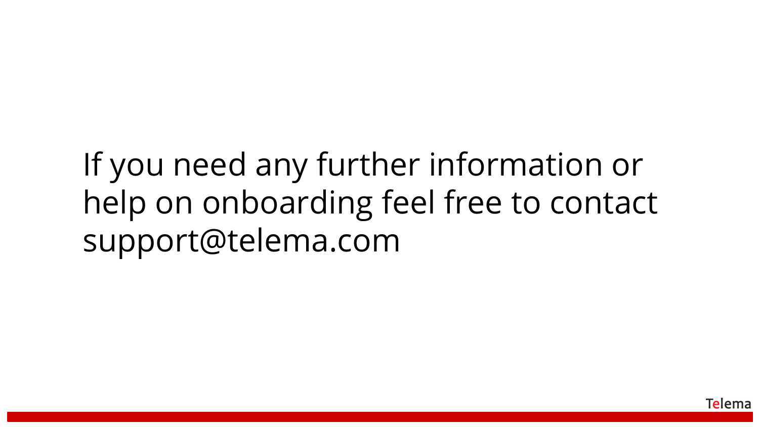If you need any further information or help on onboarding feel free to contact support@telema.com